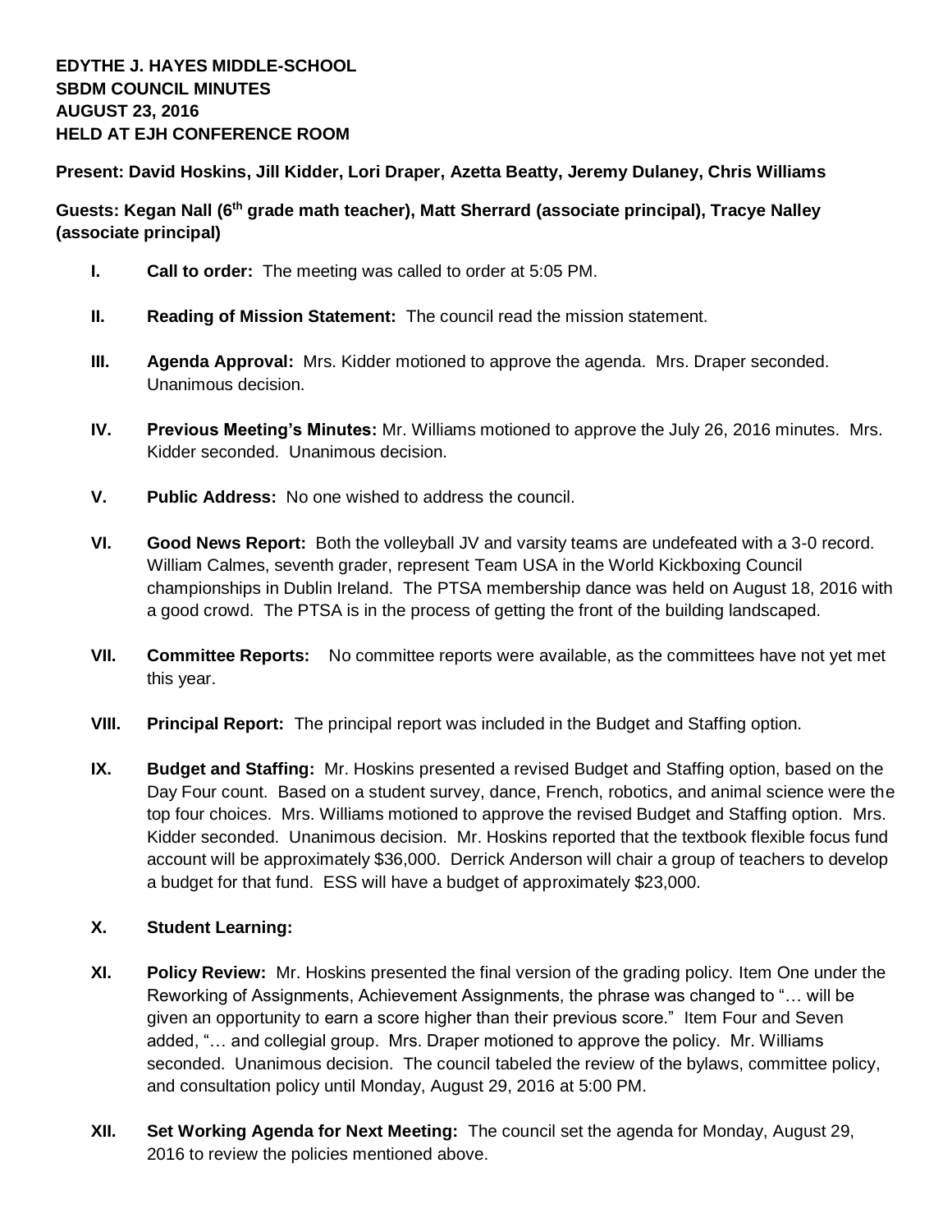**EDYTHE J. HAYES MIDDLE-SCHOOL**
**SBDM COUNCIL MINUTES**
**AUGUST 23, 2016**
**HELD AT EJH CONFERENCE ROOM**

**Present: David Hoskins, Jill Kidder, Lori Draper, Azetta Beatty, Jeremy Dulaney, Chris Williams**

**Guests: Kegan Nall (6th grade math teacher), Matt Sherrard (associate principal), Tracye Nalley (associate principal)**

- **I. Call to order:** The meeting was called to order at 5:05 PM.
- **II. Reading of Mission Statement:** The council read the mission statement.
- **III. Agenda Approval:** Mrs. Kidder motioned to approve the agenda. Mrs. Draper seconded. Unanimous decision.
- **IV. Previous Meeting's Minutes:** Mr. Williams motioned to approve the July 26, 2016 minutes. Mrs. Kidder seconded. Unanimous decision.
- **V. Public Address:** No one wished to address the council.
- **VI. Good News Report:** Both the volleyball JV and varsity teams are undefeated with a 3-0 record. William Calmes, seventh grader, represent Team USA in the World Kickboxing Council championships in Dublin Ireland. The PTSA membership dance was held on August 18, 2016 with a good crowd. The PTSA is in the process of getting the front of the building landscaped.
- **VII. Committee Reports:** No committee reports were available, as the committees have not yet met this year.
- **VIII. Principal Report:** The principal report was included in the Budget and Staffing option.
- **IX. Budget and Staffing:** Mr. Hoskins presented a revised Budget and Staffing option, based on the Day Four count. Based on a student survey, dance, French, robotics, and animal science were the top four choices. Mrs. Williams motioned to approve the revised Budget and Staffing option. Mrs. Kidder seconded. Unanimous decision. Mr. Hoskins reported that the textbook flexible focus fund account will be approximately $36,000. Derrick Anderson will chair a group of teachers to develop a budget for that fund. ESS will have a budget of approximately $23,000.
- **X. Student Learning:**
- **XI. Policy Review:** Mr. Hoskins presented the final version of the grading policy. Item One under the Reworking of Assignments, Achievement Assignments, the phrase was changed to "… will be given an opportunity to earn a score higher than their previous score." Item Four and Seven added, "… and collegial group. Mrs. Draper motioned to approve the policy. Mr. Williams seconded. Unanimous decision. The council tabeled the review of the bylaws, committee policy, and consultation policy until Monday, August 29, 2016 at 5:00 PM.
- **XII. Set Working Agenda for Next Meeting:** The council set the agenda for Monday, August 29, 2016 to review the policies mentioned above.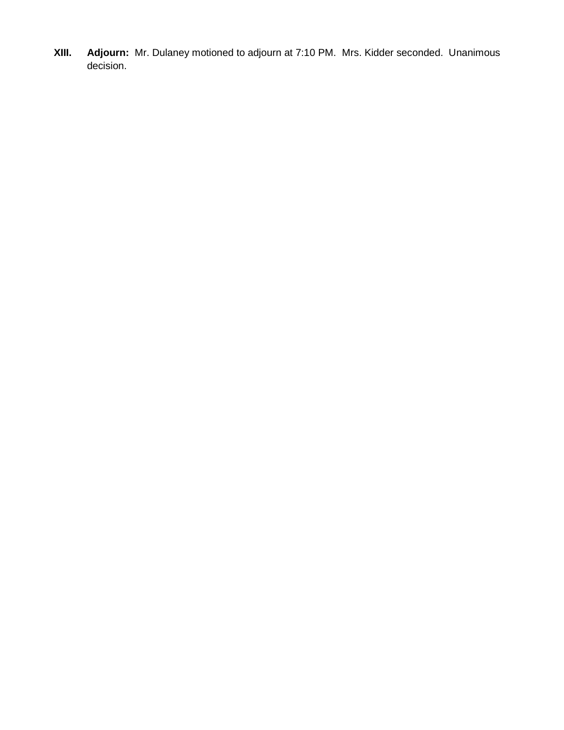**XIII. Adjourn:** Mr. Dulaney motioned to adjourn at 7:10 PM. Mrs. Kidder seconded. Unanimous decision.